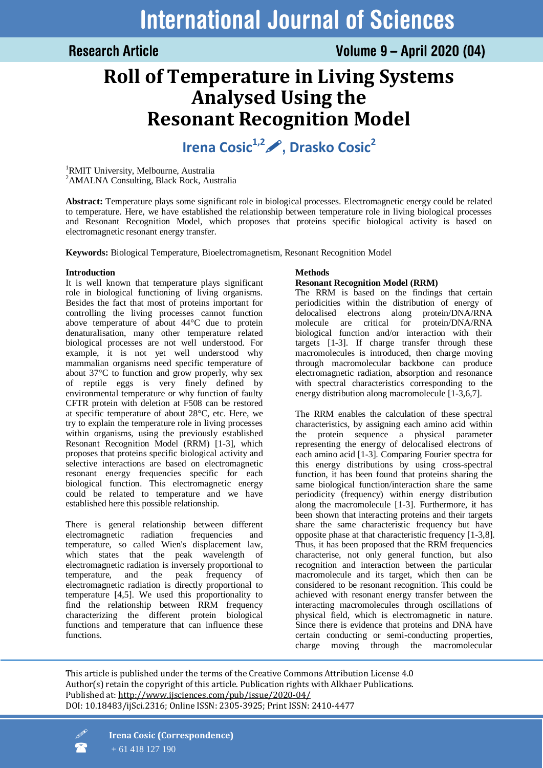# Roll of Temperature in Living Systems Analysed Using the Resonant Recognition Model

**Irena Cosic[1,2], Drasko Cosic[2]**

[1]RMIT University, Melbourne, Australia
[2]AMALNA Consulting, Black Rock, Australia

**Abstract:** Temperature plays some significant role in biological processes. Electromagnetic energy could be related to temperature. Here, we have established the relationship between temperature role in living biological processes and Resonant Recognition Model, which proposes that proteins specific biological activity is based on electromagnetic resonant energy transfer.

**Keywords:** Biological Temperature, Bioelectromagnetism, Resonant Recognition Model

## Introduction

It is well known that temperature plays significant role in biological functioning of living organisms. Besides the fact that most of proteins important for controlling the living processes cannot function above temperature of about 44°C due to protein denaturalisation, many other temperature related biological processes are not well understood. For example, it is not yet well understood why mammalian organisms need specific temperature of about 37°C to function and grow properly, why sex of reptile eggs is very finely defined by environmental temperature or why function of faulty CFTR protein with deletion at F508 can be restored at specific temperature of about 28°C, etc. Here, we try to explain the temperature role in living processes within organisms, using the previously established Resonant Recognition Model (RRM) [1-3], which proposes that proteins specific biological activity and selective interactions are based on electromagnetic resonant energy frequencies specific for each biological function. This electromagnetic energy could be related to temperature and we have established here this possible relationship.

There is general relationship between different electromagnetic radiation frequencies and temperature, so called Wien's displacement law, which states that the peak wavelength of electromagnetic radiation is inversely proportional to temperature, and the peak frequency of electromagnetic radiation is directly proportional to temperature [4,5]. We used this proportionality to find the relationship between RRM frequency characterizing the different protein biological functions and temperature that can influence these functions.

## Methods

### Resonant Recognition Model (RRM)

The RRM is based on the findings that certain periodicities within the distribution of energy of delocalised electrons along protein/DNA/RNA molecule are critical for protein/DNA/RNA biological function and/or interaction with their targets [1-3]. If charge transfer through these macromolecules is introduced, then charge moving through macromolecular backbone can produce electromagnetic radiation, absorption and resonance with spectral characteristics corresponding to the energy distribution along macromolecule [1-3,6,7].

The RRM enables the calculation of these spectral characteristics, by assigning each amino acid within the protein sequence a physical parameter representing the energy of delocalised electrons of each amino acid [1-3]. Comparing Fourier spectra for this energy distributions by using cross-spectral function, it has been found that proteins sharing the same biological function/interaction share the same periodicity (frequency) within energy distribution along the macromolecule [1-3]. Furthermore, it has been shown that interacting proteins and their targets share the same characteristic frequency but have opposite phase at that characteristic frequency [1-3,8]. Thus, it has been proposed that the RRM frequencies characterise, not only general function, but also recognition and interaction between the particular macromolecule and its target, which then can be considered to be resonant recognition. This could be achieved with resonant energy transfer between the interacting macromolecules through oscillations of physical field, which is electromagnetic in nature. Since there is evidence that proteins and DNA have certain conducting or semi-conducting properties, charge moving through the macromolecular

This article is published under the terms of the Creative Commons Attribution License 4.0
Author(s) retain the copyright of this article. Publication rights with Alkhaer Publications.
Published at: http://www.ijsciences.com/pub/issue/2020-04/
DOI: 10.18483/ijSci.2316; Online ISSN: 2305-3925; Print ISSN: 2410-4477

**Irena Cosic (Correspondence)**
+ 61 418 127 190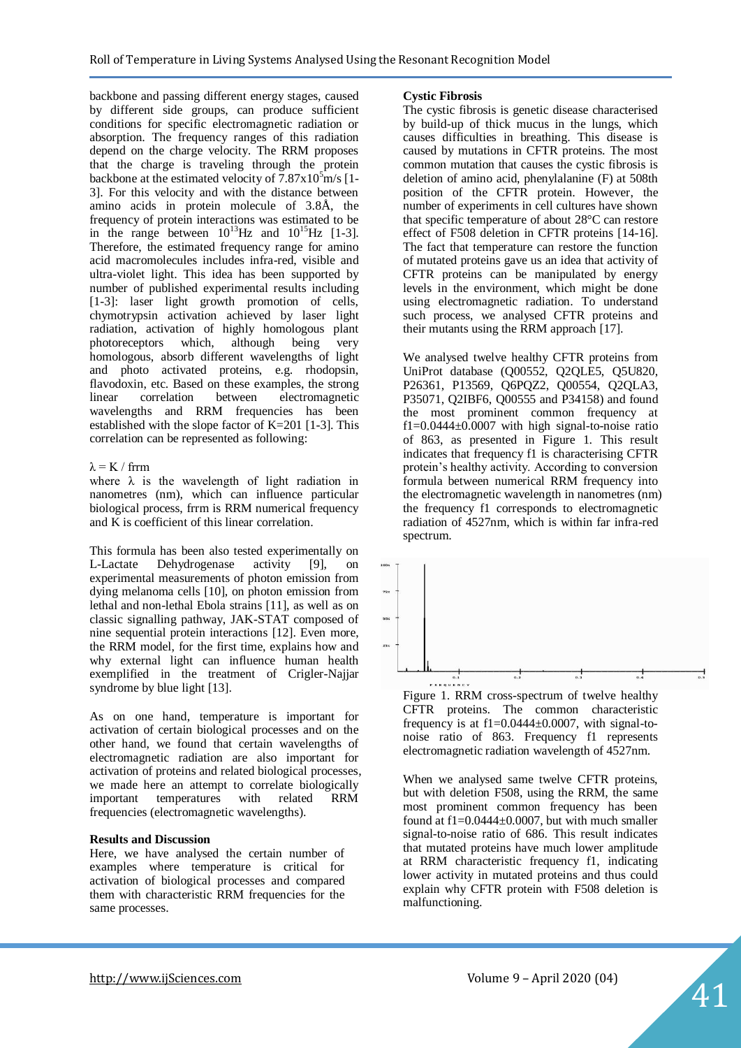backbone and passing different energy stages, caused by different side groups, can produce sufficient conditions for specific electromagnetic radiation or absorption. The frequency ranges of this radiation depend on the charge velocity. The RRM proposes that the charge is traveling through the protein backbone at the estimated velocity of $7.87 \times 10^5$m/s [1-3]. For this velocity and with the distance between amino acids in protein molecule of 3.8Å, the frequency of protein interactions was estimated to be in the range between $10^{13}$Hz and $10^{15}$Hz [1-3]. Therefore, the estimated frequency range for amino acid macromolecules includes infra-red, visible and ultra-violet light. This idea has been supported by number of published experimental results including [1-3]: laser light growth promotion of cells, chymotrypsin activation achieved by laser light radiation, activation of highly homologous plant photoreceptors which, although being very homologous, absorb different wavelengths of light and photo activated proteins, e.g. rhodopsin, flavodoxin, etc. Based on these examples, the strong linear correlation between electromagnetic wavelengths and RRM frequencies has been established with the slope factor of K=201 [1-3]. This correlation can be represented as following:

$$\lambda = K / f_{rrm}$$

where $\lambda$ is the wavelength of light radiation in nanometres (nm), which can influence particular biological process, frrm is RRM numerical frequency and K is coefficient of this linear correlation.

This formula has been also tested experimentally on L-Lactate Dehydrogenase activity [9], on experimental measurements of photon emission from dying melanoma cells [10], on photon emission from lethal and non-lethal Ebola strains [11], as well as on classic signalling pathway, JAK-STAT composed of nine sequential protein interactions [12]. Even more, the RRM model, for the first time, explains how and why external light can influence human health exemplified in the treatment of Crigler-Najjar syndrome by blue light [13].

As on one hand, temperature is important for activation of certain biological processes and on the other hand, we found that certain wavelengths of electromagnetic radiation are also important for activation of proteins and related biological processes, we made here an attempt to correlate biologically important temperatures with related RRM frequencies (electromagnetic wavelengths).

**Results and Discussion**

Here, we have analysed the certain number of examples where temperature is critical for activation of biological processes and compared them with characteristic RRM frequencies for the same processes.

**Cystic Fibrosis**

The cystic fibrosis is genetic disease characterised by build-up of thick mucus in the lungs, which causes difficulties in breathing. This disease is caused by mutations in CFTR proteins. The most common mutation that causes the cystic fibrosis is deletion of amino acid, phenylalanine (F) at 508th position of the CFTR protein. However, the number of experiments in cell cultures have shown that specific temperature of about 28°C can restore effect of F508 deletion in CFTR proteins [14-16]. The fact that temperature can restore the function of mutated proteins gave us an idea that activity of CFTR proteins can be manipulated by energy levels in the environment, which might be done using electromagnetic radiation. To understand such process, we analysed CFTR proteins and their mutants using the RRM approach [17].

We analysed twelve healthy CFTR proteins from UniProt database (Q00552, Q2QLE5, Q5U820, P26361, P13569, Q6PQZ2, Q00554, Q2QLA3, P35071, Q2IBF6, Q00555 and P34158) and found the most prominent common frequency at f1=0.0444±0.0007 with high signal-to-noise ratio of 863, as presented in Figure 1. This result indicates that frequency f1 is characterising CFTR protein's healthy activity. According to conversion formula between numerical RRM frequency into the electromagnetic wavelength in nanometres (nm) the frequency f1 corresponds to electromagnetic radiation of 4527nm, which is within far infra-red spectrum.

Figure 1. RRM cross-spectrum of twelve healthy CFTR proteins. The common characteristic frequency is at f1=0.0444±0.0007, with signal-to-noise ratio of 863. Frequency f1 represents electromagnetic radiation wavelength of 4527nm.

When we analysed same twelve CFTR proteins, but with deletion F508, using the RRM, the same most prominent common frequency has been found at f1=0.0444±0.0007, but with much smaller signal-to-noise ratio of 686. This result indicates that mutated proteins have much lower amplitude at RRM characteristic frequency f1, indicating lower activity in mutated proteins and thus could explain why CFTR protein with F508 deletion is malfunctioning.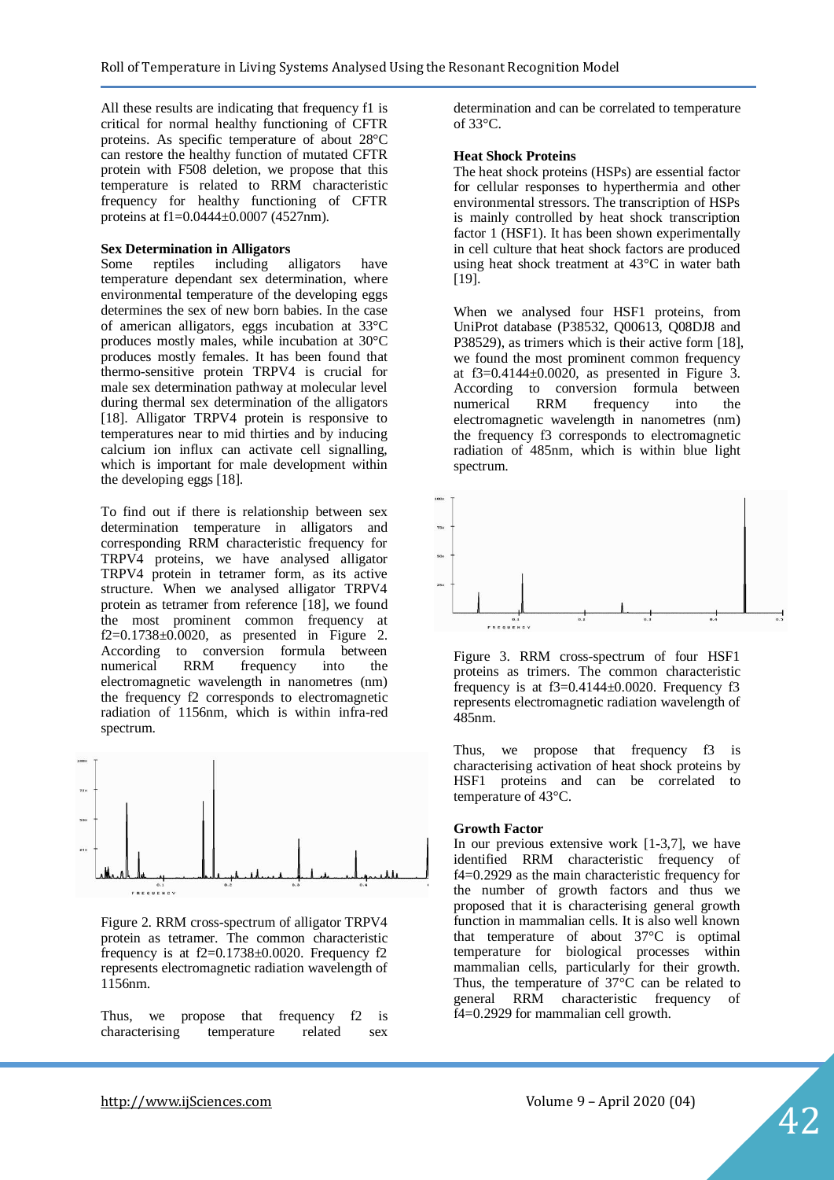All these results are indicating that frequency f1 is critical for normal healthy functioning of CFTR proteins. As specific temperature of about 28°C can restore the healthy function of mutated CFTR protein with F508 deletion, we propose that this temperature is related to RRM characteristic frequency for healthy functioning of CFTR proteins at f1=0.0444±0.0007 (4527nm).

**Sex Determination in Alligators**

Some reptiles including alligators have temperature dependant sex determination, where environmental temperature of the developing eggs determines the sex of new born babies. In the case of american alligators, eggs incubation at 33°C produces mostly males, while incubation at 30°C produces mostly females. It has been found that thermo-sensitive protein TRPV4 is crucial for male sex determination pathway at molecular level during thermal sex determination of the alligators [18]. Alligator TRPV4 protein is responsive to temperatures near to mid thirties and by inducing calcium ion influx can activate cell signalling, which is important for male development within the developing eggs [18].

To find out if there is relationship between sex determination temperature in alligators and corresponding RRM characteristic frequency for TRPV4 proteins, we have analysed alligator TRPV4 protein in tetramer form, as its active structure. When we analysed alligator TRPV4 protein as tetramer from reference [18], we found the most prominent common frequency at f2=0.1738±0.0020, as presented in Figure 2. According to conversion formula between numerical RRM frequency into the electromagnetic wavelength in nanometres (nm) the frequency f2 corresponds to electromagnetic radiation of 1156nm, which is within infra-red spectrum.

Figure 2. RRM cross-spectrum of alligator TRPV4 protein as tetramer. The common characteristic frequency is at f2=0.1738±0.0020. Frequency f2 represents electromagnetic radiation wavelength of 1156nm.

Thus, we propose that frequency f2 is characterising temperature related sex determination and can be correlated to temperature of 33°C.

**Heat Shock Proteins**

The heat shock proteins (HSPs) are essential factor for cellular responses to hyperthermia and other environmental stressors. The transcription of HSPs is mainly controlled by heat shock transcription factor 1 (HSF1). It has been shown experimentally in cell culture that heat shock factors are produced using heat shock treatment at 43°C in water bath [19].

When we analysed four HSF1 proteins, from UniProt database (P38532, Q00613, Q08DJ8 and P38529), as trimers which is their active form [18], we found the most prominent common frequency at f3=0.4144±0.0020, as presented in Figure 3. According to conversion formula between numerical RRM frequency into the electromagnetic wavelength in nanometres (nm) the frequency f3 corresponds to electromagnetic radiation of 485nm, which is within blue light spectrum.

Figure 3. RRM cross-spectrum of four HSF1 proteins as trimers. The common characteristic frequency is at f3=0.4144±0.0020. Frequency f3 represents electromagnetic radiation wavelength of 485nm.

Thus, we propose that frequency f3 is characterising activation of heat shock proteins by HSF1 proteins and can be correlated to temperature of 43°C.

**Growth Factor**

In our previous extensive work [1-3,7], we have identified RRM characteristic frequency of f4=0.2929 as the main characteristic frequency for the number of growth factors and thus we proposed that it is characterising general growth function in mammalian cells. It is also well known that temperature of about 37°C is optimal temperature for biological processes within mammalian cells, particularly for their growth. Thus, the temperature of 37°C can be related to general RRM characteristic frequency of f4=0.2929 for mammalian cell growth.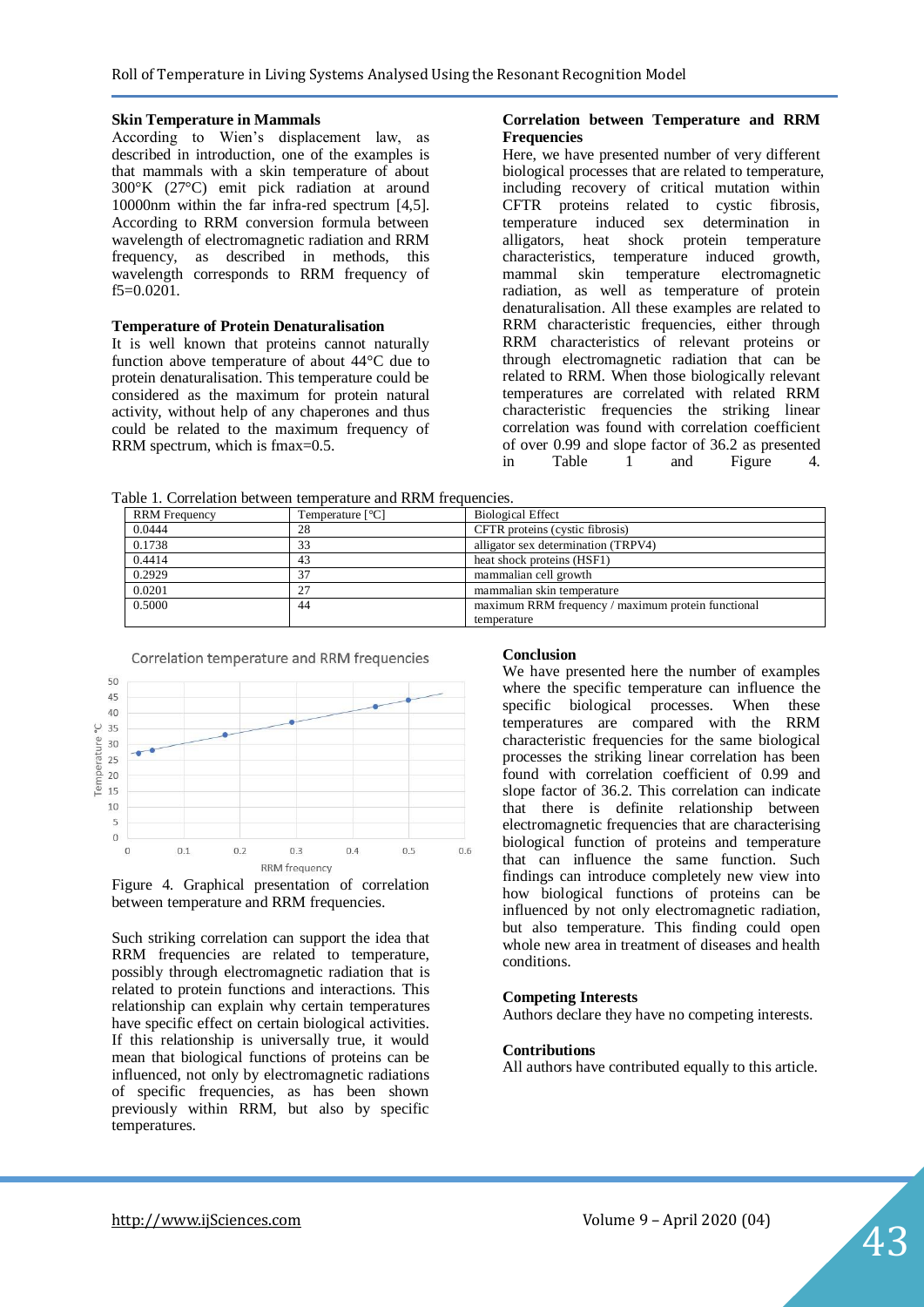### Skin Temperature in Mammals

According to Wien's displacement law, as described in introduction, one of the examples is that mammals with a skin temperature of about 300°K (27°C) emit pick radiation at around 10000nm within the far infra-red spectrum [4,5]. According to RRM conversion formula between wavelength of electromagnetic radiation and RRM frequency, as described in methods, this wavelength corresponds to RRM frequency of f5=0.0201.

### Temperature of Protein Denaturalisation

It is well known that proteins cannot naturally function above temperature of about 44°C due to protein denaturalisation. This temperature could be considered as the maximum for protein natural activity, without help of any chaperones and thus could be related to the maximum frequency of RRM spectrum, which is fmax=0.5.

### Correlation between Temperature and RRM Frequencies

Here, we have presented number of very different biological processes that are related to temperature, including recovery of critical mutation within CFTR proteins related to cystic fibrosis, temperature induced sex determination in alligators, heat shock protein temperature characteristics, temperature induced growth, mammal skin temperature electromagnetic radiation, as well as temperature of protein denaturalisation. All these examples are related to RRM characteristic frequencies, either through RRM characteristics of relevant proteins or through electromagnetic radiation that can be related to RRM. When those biologically relevant temperatures are correlated with related RRM characteristic frequencies the striking linear correlation was found with correlation coefficient of over 0.99 and slope factor of 36.2 as presented in Table 1 and Figure 4.

Table 1. Correlation between temperature and RRM frequencies.

| RRM Frequency | Temperature [°C] | Biological Effect |
|---|---|---|
| 0.0444 | 28 | CFTR proteins (cystic fibrosis) |
| 0.1738 | 33 | alligator sex determination (TRPV4) |
| 0.4414 | 43 | heat shock proteins (HSF1) |
| 0.2929 | 37 | mammalian cell growth |
| 0.0201 | 27 | mammalian skin temperature |
| 0.5000 | 44 | maximum RRM frequency / maximum protein functional temperature |

Figure 4. Graphical presentation of correlation between temperature and RRM frequencies.

Such striking correlation can support the idea that RRM frequencies are related to temperature, possibly through electromagnetic radiation that is related to protein functions and interactions. This relationship can explain why certain temperatures have specific effect on certain biological activities. If this relationship is universally true, it would mean that biological functions of proteins can be influenced, not only by electromagnetic radiations of specific frequencies, as has been shown previously within RRM, but also by specific temperatures.

### Conclusion

We have presented here the number of examples where the specific temperature can influence the specific biological processes. When these temperatures are compared with the RRM characteristic frequencies for the same biological processes the striking linear correlation has been found with correlation coefficient of 0.99 and slope factor of 36.2. This correlation can indicate that there is definite relationship between electromagnetic frequencies that are characterising biological function of proteins and temperature that can influence the same function. Such findings can introduce completely new view into how biological functions of proteins can be influenced by not only electromagnetic radiation, but also temperature. This finding could open whole new area in treatment of diseases and health conditions.

### Competing Interests

Authors declare they have no competing interests.

### Contributions

All authors have contributed equally to this article.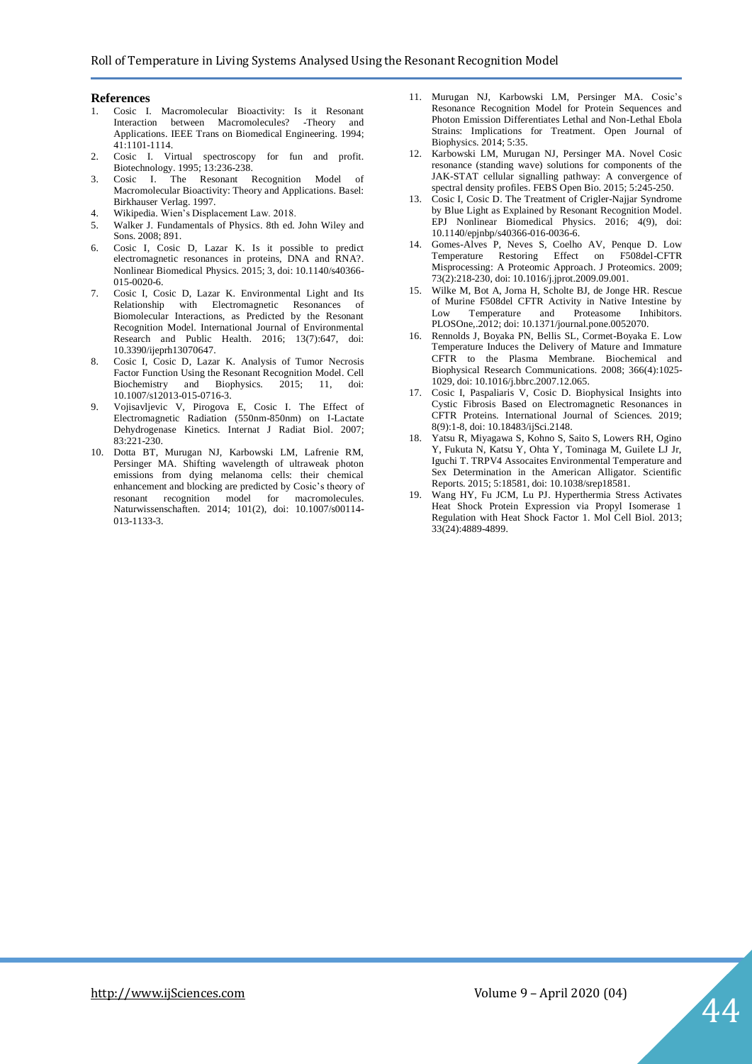## References

1. Cosic I. Macromolecular Bioactivity: Is it Resonant Interaction between Macromolecules? -Theory and Applications. IEEE Trans on Biomedical Engineering. 1994; 41:1101-1114.
2. Cosic I. Virtual spectroscopy for fun and profit. Biotechnology. 1995; 13:236-238.
3. Cosic I. The Resonant Recognition Model of Macromolecular Bioactivity: Theory and Applications. Basel: Birkhauser Verlag. 1997.
4. Wikipedia. Wien's Displacement Law. 2018.
5. Walker J. Fundamentals of Physics. 8th ed. John Wiley and Sons. 2008; 891.
6. Cosic I, Cosic D, Lazar K. Is it possible to predict electromagnetic resonances in proteins, DNA and RNA?. Nonlinear Biomedical Physics. 2015; 3, doi: 10.1140/s40366-015-0020-6.
7. Cosic I, Cosic D, Lazar K. Environmental Light and Its Relationship with Electromagnetic Resonances of Biomolecular Interactions, as Predicted by the Resonant Recognition Model. International Journal of Environmental Research and Public Health. 2016; 13(7):647, doi: 10.3390/ijeprh13070647.
8. Cosic I, Cosic D, Lazar K. Analysis of Tumor Necrosis Factor Function Using the Resonant Recognition Model. Cell Biochemistry and Biophysics. 2015; 11, doi: 10.1007/s12013-015-0716-3.
9. Vojisavljevic V, Pirogova E, Cosic I. The Effect of Electromagnetic Radiation (550nm-850nm) on I-Lactate Dehydrogenase Kinetics. Internat J Radiat Biol. 2007; 83:221-230.
10. Dotta BT, Murugan NJ, Karbowski LM, Lafrenie RM, Persinger MA. Shifting wavelength of ultraweak photon emissions from dying melanoma cells: their chemical enhancement and blocking are predicted by Cosic's theory of resonant recognition model for macromolecules. Naturwissenschaften. 2014; 101(2), doi: 10.1007/s00114-013-1133-3.
11. Murugan NJ, Karbowski LM, Persinger MA. Cosic's Resonance Recognition Model for Protein Sequences and Photon Emission Differentiates Lethal and Non-Lethal Ebola Strains: Implications for Treatment. Open Journal of Biophysics. 2014; 5:35.
12. Karbowski LM, Murugan NJ, Persinger MA. Novel Cosic resonance (standing wave) solutions for components of the JAK-STAT cellular signalling pathway: A convergence of spectral density profiles. FEBS Open Bio. 2015; 5:245-250.
13. Cosic I, Cosic D. The Treatment of Crigler-Najjar Syndrome by Blue Light as Explained by Resonant Recognition Model. EPJ Nonlinear Biomedical Physics. 2016; 4(9), doi: 10.1140/epjnbp/s40366-016-0036-6.
14. Gomes-Alves P, Neves S, Coelho AV, Penque D. Low Temperature Restoring Effect on F508del-CFTR Misprocessing: A Proteomic Approach. J Proteomics. 2009; 73(2):218-230, doi: 10.1016/j.jprot.2009.09.001.
15. Wilke M, Bot A, Jorna H, Scholte BJ, de Jonge HR. Rescue of Murine F508del CFTR Activity in Native Intestine by Low Temperature and Proteasome Inhibitors. PLOSOne,.2012; doi: 10.1371/journal.pone.0052070.
16. Rennolds J, Boyaka PN, Bellis SL, Cormet-Boyaka E. Low Temperature Induces the Delivery of Mature and Immature CFTR to the Plasma Membrane. Biochemical and Biophysical Research Communications. 2008; 366(4):1025-1029, doi: 10.1016/j.bbrc.2007.12.065.
17. Cosic I, Paspaliaris V, Cosic D. Biophysical Insights into Cystic Fibrosis Based on Electromagnetic Resonances in CFTR Proteins. International Journal of Sciences. 2019; 8(9):1-8, doi: 10.18483/ijSci.2148.
18. Yatsu R, Miyagawa S, Kohno S, Saito S, Lowers RH, Ogino Y, Fukuta N, Katsu Y, Ohta Y, Tominaga M, Guilete LJ Jr, Iguchi T. TRPV4 Assocaites Environmental Temperature and Sex Determination in the American Alligator. Scientific Reports. 2015; 5:18581, doi: 10.1038/srep18581.
19. Wang HY, Fu JCM, Lu PJ. Hyperthermia Stress Activates Heat Shock Protein Expression via Propyl Isomerase 1 Regulation with Heat Shock Factor 1. Mol Cell Biol. 2013; 33(24):4889-4899.